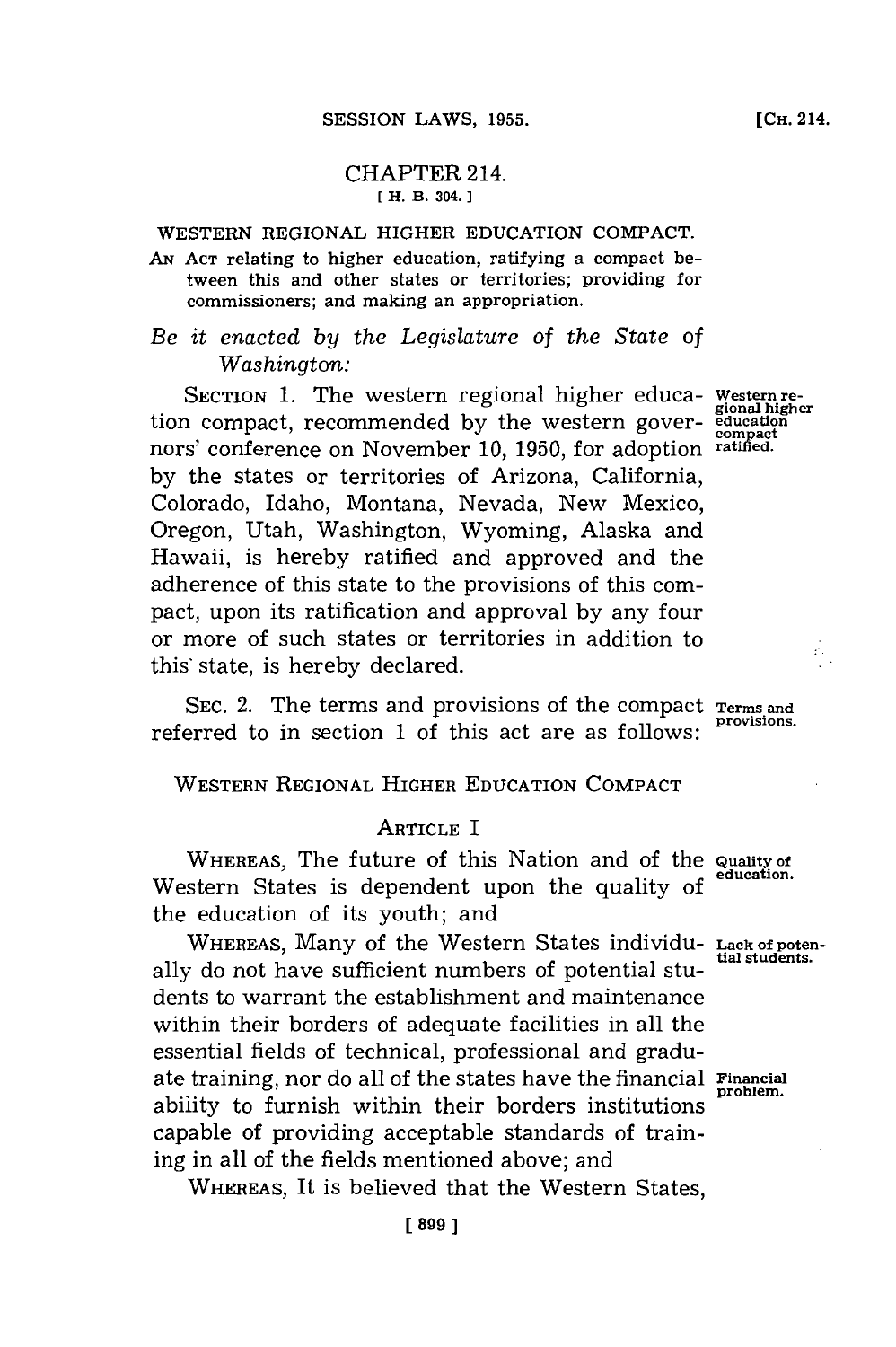# CHAPTER 214.

[H. B. 304.]

## WESTERN REGIONAL HIGHER EDUCATION COMPACT.

AN ACT relating to higher education, ratifying a compact between this and other states or territories; providing for commissioners; and making an appropriation.

*Be it enacted by the Legislature of the State of Washington:*

SECTION 1. The western regional higher education compact, recommended by the western governors' conference on November 10, 1950, for adoption by the states or territories of Arizona, California, Colorado, Idaho, Montana, Nevada, New Mexico, Oregon, Utah, Washington, Wyoming, Alaska and Hawaii, is hereby ratified and approved and the adherence of this state to the provisions of this compact, upon its ratification and approval by any four or more of such states or territories in addition to this state, is hereby declared.

Western regional higher education compact ratified.

SEC. 2. The terms and provisions of the compact referred to in section 1 of this act are as follows:

Terms and provisions.

## WESTERN REGIONAL HIGHER EDUCATION COMPACT

### ARTICLE I

WHEREAS, The future of this Nation and of the Western States is dependent upon the quality of the education of its youth; and

Quality of education.

WHEREAS, Many of the Western States individually do not have sufficient numbers of potential students to warrant the establishment and maintenance within their borders of adequate facilities in all the essential fields of technical, professional and graduate training, nor do all of the states have the financial ability to furnish within their borders institutions capable of providing acceptable standards of training in all of the fields mentioned above; and

Lack of potential students.

Financial problem.

WHEREAS, It is believed that the Western States,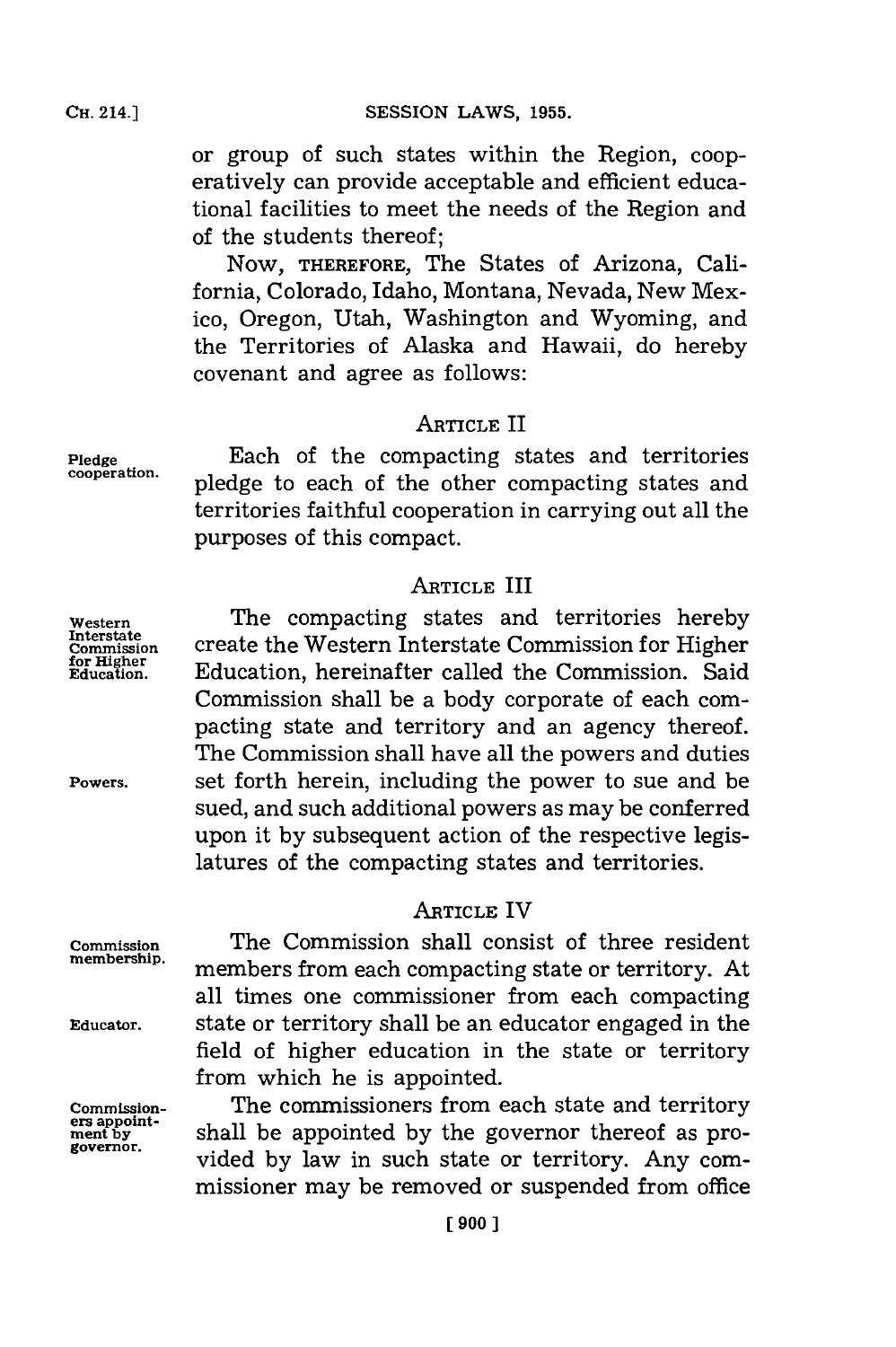or group of such states within the Region, cooperatively can provide acceptable and efficient educational facilities to meet the needs of the Region and of the students thereof;

Now, THEREFORE, The States of Arizona, California, Colorado, Idaho, Montana, Nevada, New Mexico, Oregon, Utah, Washington and Wyoming, and the Territories of Alaska and Hawaii, do hereby covenant and agree as follows:

## ARTICLE II

*Pledge cooperation.*

Each of the compacting states and territories pledge to each of the other compacting states and territories faithful cooperation in carrying out all the purposes of this compact.

## ARTICLE III

*Western Interstate Commission for Higher Education.*

The compacting states and territories hereby create the Western Interstate Commission for Higher Education, hereinafter called the Commission. Said Commission shall be a body corporate of each compacting state and territory and an agency thereof. The Commission shall have all the powers and duties set forth herein, including the power to sue and be sued, and such additional powers as may be conferred upon it by subsequent action of the respective legislatures of the compacting states and territories.

*Powers.*

## ARTICLE IV

*Commission membership.*

The Commission shall consist of three resident members from each compacting state or territory. At all times one commissioner from each compacting state or territory shall be an educator engaged in the field of higher education in the state or territory from which he is appointed.

*Educator.*

*Commissioners appointment by governor.*

The commissioners from each state and territory shall be appointed by the governor thereof as provided by law in such state or territory. Any commissioner may be removed or suspended from office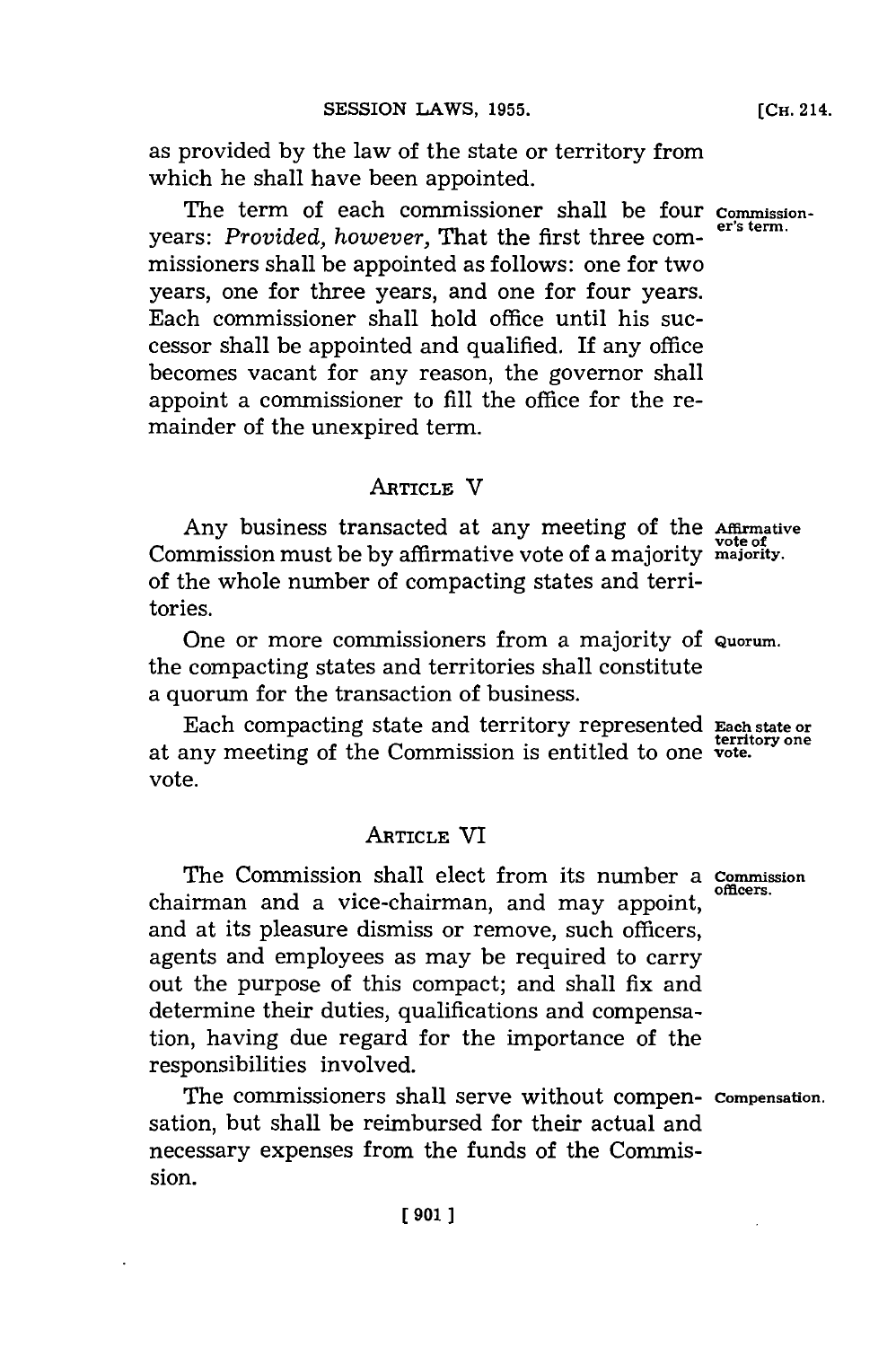as provided by the law of the state or territory from which he shall have been appointed.

Commissioner's term. The term of each commissioner shall be four years: *Provided, however,* That the first three commissioners shall be appointed as follows: one for two years, one for three years, and one for four years. Each commissioner shall hold office until his successor shall be appointed and qualified. If any office becomes vacant for any reason, the governor shall appoint a commissioner to fill the office for the remainder of the unexpired term.

## ARTICLE V

Affirmative vote of majority. Any business transacted at any meeting of the Commission must be by affirmative vote of a majority of the whole number of compacting states and territories.

Quorum. One or more commissioners from a majority of the compacting states and territories shall constitute a quorum for the transaction of business.

Each state or territory one vote. Each compacting state and territory represented at any meeting of the Commission is entitled to one vote.

## ARTICLE VI

Commission officers. The Commission shall elect from its number a chairman and a vice-chairman, and may appoint, and at its pleasure dismiss or remove, such officers, agents and employees as may be required to carry out the purpose of this compact; and shall fix and determine their duties, qualifications and compensation, having due regard for the importance of the responsibilities involved.

Compensation. The commissioners shall serve without compensation, but shall be reimbursed for their actual and necessary expenses from the funds of the Commission.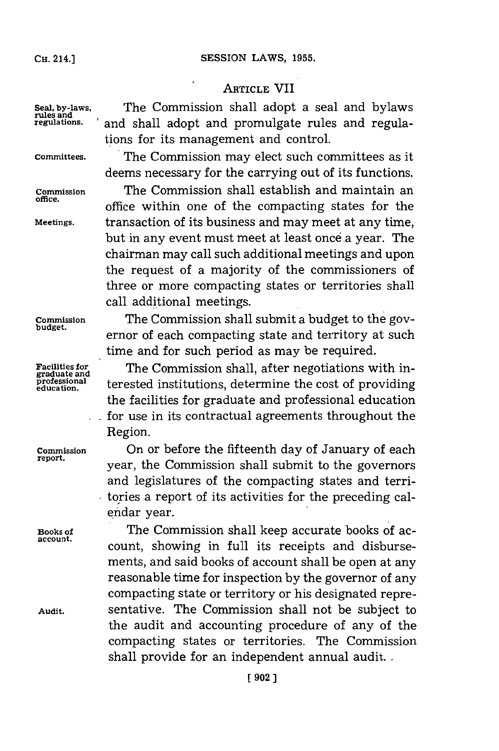## ARTICLE VII

**Seal, by-laws, rules and regulations.** The Commission shall adopt a seal and bylaws and shall adopt and promulgate rules and regulations for its management and control.

**Committees.** The Commission may elect such committees as it deems necessary for the carrying out of its functions.

**Commission office.** The Commission shall establish and maintain an office within one of the compacting states for the transaction of its business and may meet at any time, but in any event must meet at least once a year. The chairman may call such additional meetings and upon the request of a majority of the commissioners of three or more compacting states or territories shall call additional meetings.

**Meetings.**

**Commission budget.** The Commission shall submit a budget to the governor of each compacting state and territory at such time and for such period as may be required.

**Facilities for graduate and professional education.** The Commission shall, after negotiations with interested institutions, determine the cost of providing the facilities for graduate and professional education for use in its contractual agreements throughout the Region.

**Commission report.** On or before the fifteenth day of January of each year, the Commission shall submit to the governors and legislatures of the compacting states and territories a report of its activities for the preceding calendar year.

**Books of account.** The Commission shall keep accurate books of account, showing in full its receipts and disbursements, and said books of account shall be open at any reasonable time for inspection by the governor of any compacting state or territory or his designated representative. The Commission shall not be subject to the audit and accounting procedure of any of the compacting states or territories. The Commission shall provide for an independent annual audit.

**Audit.**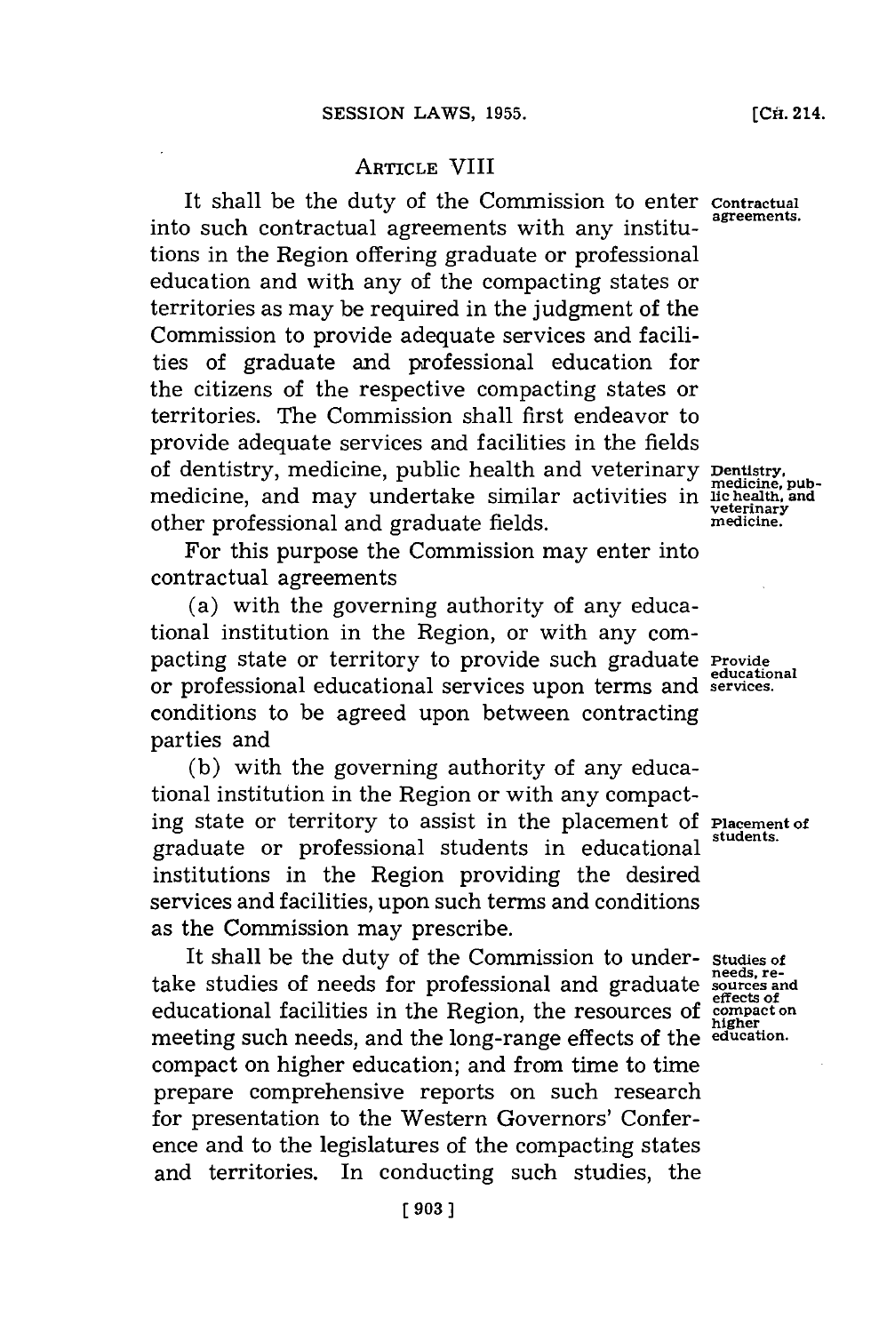## ARTICLE VIII

It shall be the duty of the Commission to enter into such contractual agreements with any institutions in the Region offering graduate or professional education and with any of the compacting states or territories as may be required in the judgment of the Commission to provide adequate services and facilities of graduate and professional education for the citizens of the respective compacting states or territories. The Commission shall first endeavor to provide adequate services and facilities in the fields of dentistry, medicine, public health and veterinary medicine, and may undertake similar activities in other professional and graduate fields.

*Contractual agreements.*

*Dentistry, medicine, public health, and veterinary medicine.*

For this purpose the Commission may enter into contractual agreements

(a) with the governing authority of any educational institution in the Region, or with any compacting state or territory to provide such graduate or professional educational services upon terms and conditions to be agreed upon between contracting parties and

*Provide educational services.*

(b) with the governing authority of any educational institution in the Region or with any compacting state or territory to assist in the placement of graduate or professional students in educational institutions in the Region providing the desired services and facilities, upon such terms and conditions as the Commission may prescribe.

*Placement of students.*

It shall be the duty of the Commission to undertake studies of needs for professional and graduate educational facilities in the Region, the resources of meeting such needs, and the long-range effects of the compact on higher education; and from time to time prepare comprehensive reports on such research for presentation to the Western Governors' Conference and to the legislatures of the compacting states and territories. In conducting such studies, the

*Studies of needs, resources and effects of compact on higher education.*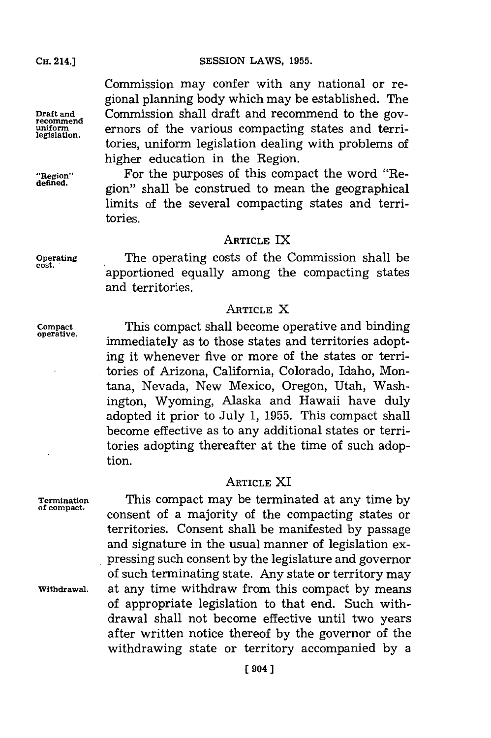Commission may confer with any national or regional planning body which may be established. The Commission shall draft and recommend to the governors of the various compacting states and territories, uniform legislation dealing with problems of higher education in the Region.

For the purposes of this compact the word "Region" shall be construed to mean the geographical limits of the several compacting states and territories.

## ARTICLE IX

The operating costs of the Commission shall be apportioned equally among the compacting states and territories.

## ARTICLE X

This compact shall become operative and binding immediately as to those states and territories adopting it whenever five or more of the states or territories of Arizona, California, Colorado, Idaho, Montana, Nevada, New Mexico, Oregon, Utah, Washington, Wyoming, Alaska and Hawaii have duly adopted it prior to July 1, 1955. This compact shall become effective as to any additional states or territories adopting thereafter at the time of such adoption.

## ARTICLE XI

This compact may be terminated at any time by consent of a majority of the compacting states or territories. Consent shall be manifested by passage and signature in the usual manner of legislation expressing such consent by the legislature and governor of such terminating state. Any state or territory may at any time withdraw from this compact by means of appropriate legislation to that end. Such withdrawal shall not become effective until two years after written notice thereof by the governor of the withdrawing state or territory accompanied by a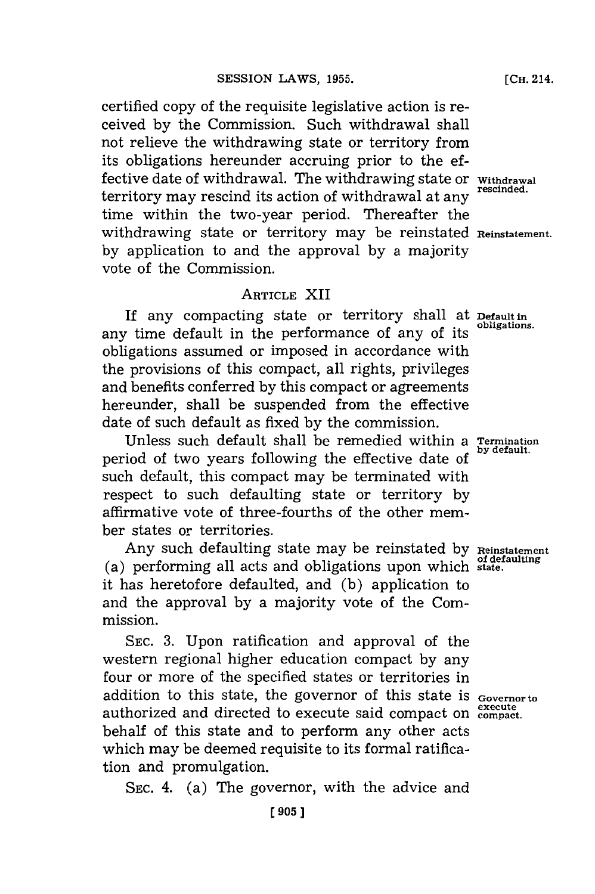certified copy of the requisite legislative action is received by the Commission. Such withdrawal shall not relieve the withdrawing state or territory from its obligations hereunder accruing prior to the effective date of withdrawal. The withdrawing state or territory may rescind its action of withdrawal at any time within the two-year period. Thereafter the withdrawing state or territory may be reinstated by application to and the approval by a majority vote of the Commission.

Withdrawal rescinded.

Reinstatement.

## ARTICLE XII

If any compacting state or territory shall at any time default in the performance of any of its obligations assumed or imposed in accordance with the provisions of this compact, all rights, privileges and benefits conferred by this compact or agreements hereunder, shall be suspended from the effective date of such default as fixed by the commission.

Default in obligations.

Unless such default shall be remedied within a period of two years following the effective date of such default, this compact may be terminated with respect to such defaulting state or territory by affirmative vote of three-fourths of the other member states or territories.

Termination by default.

Any such defaulting state may be reinstated by (a) performing all acts and obligations upon which it has heretofore defaulted, and (b) application to and the approval by a majority vote of the Commission.

Reinstatement of defaulting state.

SEC. 3. Upon ratification and approval of the western regional higher education compact by any four or more of the specified states or territories in addition to this state, the governor of this state is authorized and directed to execute said compact on behalf of this state and to perform any other acts which may be deemed requisite to its formal ratification and promulgation.

Governor to execute compact.

SEC. 4. (a) The governor, with the advice and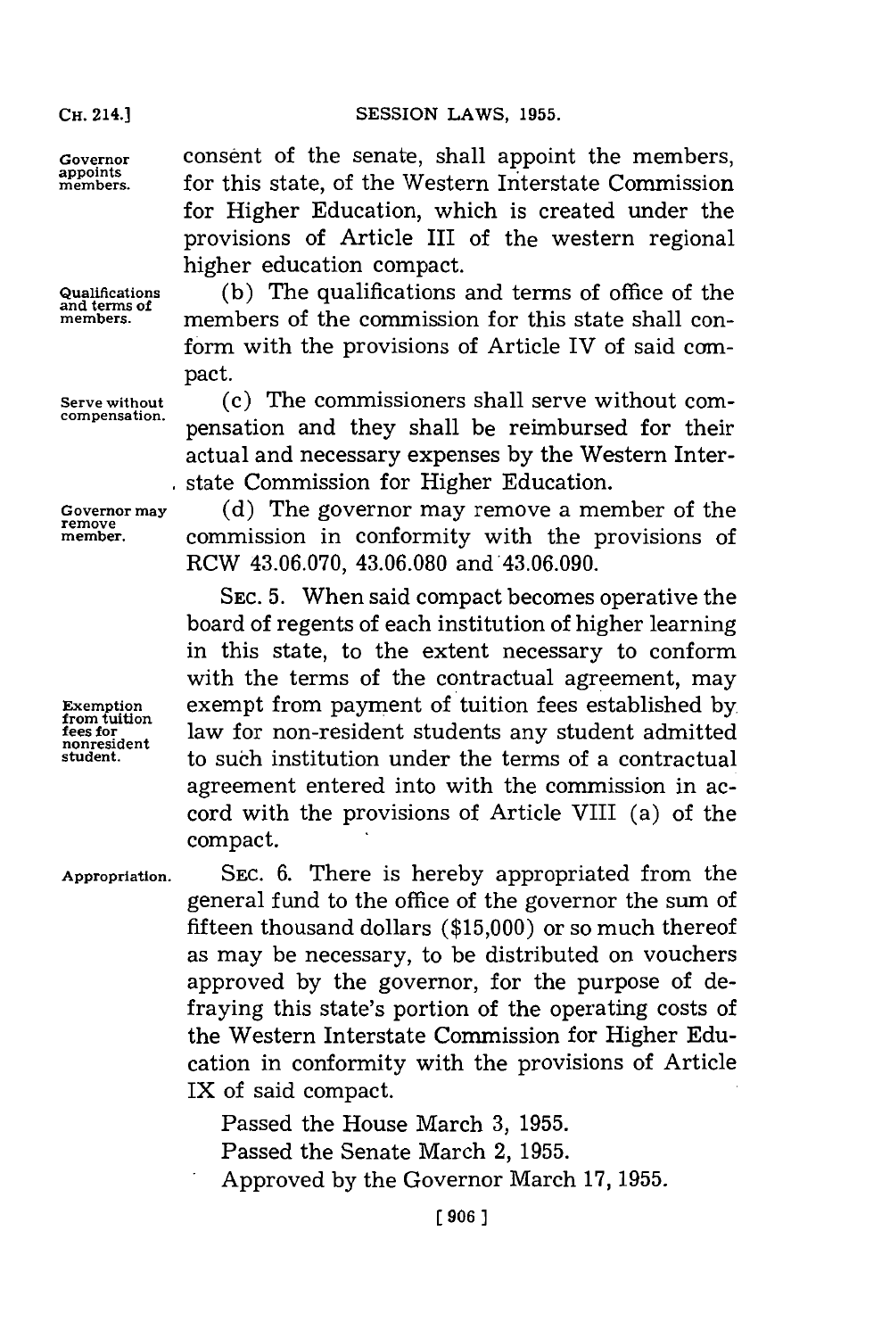consent of the senate, shall appoint the members, for this state, of the Western Interstate Commission for Higher Education, which is created under the provisions of Article III of the western regional higher education compact.

(b) The qualifications and terms of office of the members of the commission for this state shall conform with the provisions of Article IV of said compact.

(c) The commissioners shall serve without compensation and they shall be reimbursed for their actual and necessary expenses by the Western Interstate Commission for Higher Education.

(d) The governor may remove a member of the commission in conformity with the provisions of RCW 43.06.070, 43.06.080 and 43.06.090.

SEC. 5. When said compact becomes operative the board of regents of each institution of higher learning in this state, to the extent necessary to conform with the terms of the contractual agreement, may exempt from payment of tuition fees established by law for non-resident students any student admitted to such institution under the terms of a contractual agreement entered into with the commission in accord with the provisions of Article VIII (a) of the compact.

SEC. 6. There is hereby appropriated from the general fund to the office of the governor the sum of fifteen thousand dollars ($15,000) or so much thereof as may be necessary, to be distributed on vouchers approved by the governor, for the purpose of defraying this state's portion of the operating costs of the Western Interstate Commission for Higher Education in conformity with the provisions of Article IX of said compact.

Passed the House March 3, 1955.

Passed the Senate March 2, 1955.

Approved by the Governor March 17, 1955.